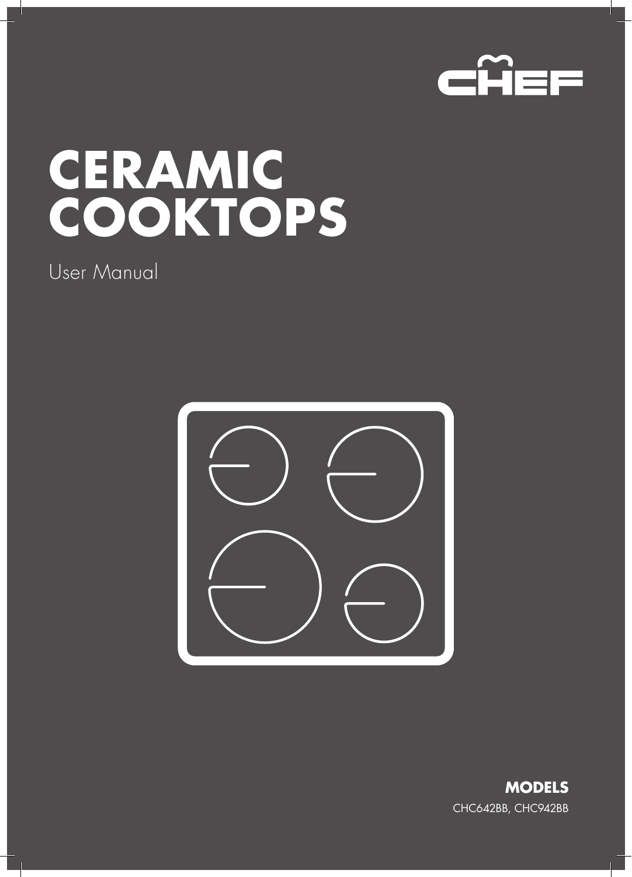CHEF

# CERAMIC COOKTOPS

User Manual

**MODELS**

CHC642BB, CHC942BB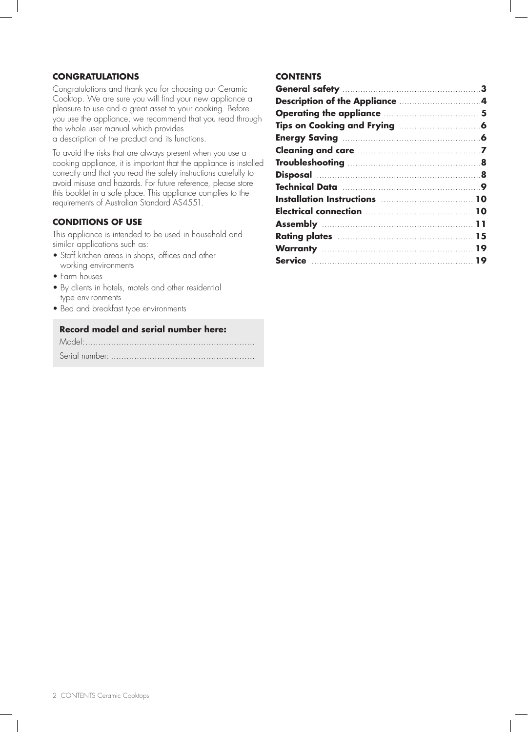## CONGRATULATIONS

Congratulations and thank you for choosing our Ceramic Cooktop. We are sure you will find your new appliance a pleasure to use and a great asset to your cooking. Before you use the appliance, we recommend that you read through the whole user manual which provides a description of the product and its functions.

To avoid the risks that are always present when you use a cooking appliance, it is important that the appliance is installed correctly and that you read the safety instructions carefully to avoid misuse and hazards. For future reference, please store this booklet in a safe place. This appliance complies to the requirements of Australian Standard AS4551.

## CONDITIONS OF USE

This appliance is intended to be used in household and similar applications such as:

- Staff kitchen areas in shops, offices and other working environments
- Farm houses
- By clients in hotels, motels and other residential type environments
- Bed and breakfast type environments

**Record model and serial number here:**

Model:................................................................

Serial number: ......................................................

## CONTENTS

| | |
|---|---|
| **General safety** | **3** |
| **Description of the Appliance** | **4** |
| **Operating the appliance** | **5** |
| **Tips on Cooking and Frying** | **6** |
| **Energy Saving** | **6** |
| **Cleaning and care** | **7** |
| **Troubleshooting** | **8** |
| **Disposal** | **8** |
| **Technical Data** | **9** |
| **Installation Instructions** | **10** |
| **Electrical connection** | **10** |
| **Assembly** | **11** |
| **Rating plates** | **15** |
| **Warranty** | **19** |
| **Service** | **19** |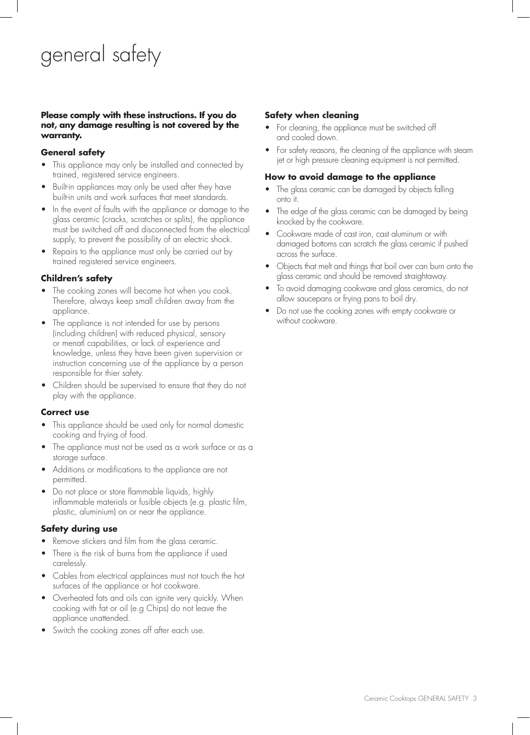# general safety

**Please comply with these instructions. If you do not, any damage resulting is not covered by the warranty.**

### General safety

- This appliance may only be installed and connected by trained, registered service engineers.
- Built-in appliances may only be used after they have built-in units and work surfaces that meet standards.
- In the event of faults with the appliance or damage to the glass ceramic (cracks, scratches or splits), the appliance must be switched off and disconnected from the electrical supply, to prevent the possibility of an electric shock.
- Repairs to the appliance must only be carried out by trained registered service engineers.

### Children's safety

- The cooking zones will become hot when you cook. Therefore, always keep small children away from the appliance.
- The appliance is not intended for use by persons (including children) with reduced physical, sensory or menatl capabilities, or lack of experience and knowledge, unless they have been given supervision or instruction concerning use of the appliance by a person responsible for thier safety.
- Children should be supervised to ensure that they do not play with the appliance.

### Correct use

- This appliance should be used only for normal domestic cooking and frying of food.
- The appliance must not be used as a work surface or as a storage surface.
- Additions or modifications to the appliance are not permitted.
- Do not place or store flammable liquids, highly inflammable materials or fusible objects (e.g. plastic film, plastic, aluminium) on or near the appliance.

### Safety during use

- Remove stickers and film from the glass ceramic.
- There is the risk of burns from the appliance if used carelessly.
- Cables from electrical applainces must not touch the hot surfaces of the appliance or hot cookware.
- Overheated fats and oils can ignite very quickly. When cooking with fat or oil (e.g Chips) do not leave the appliance unattended.
- Switch the cooking zones off after each use.

### Safety when cleaning

- For cleaning, the appliance must be switched off and cooled down.
- For safety reasons, the cleaning of the appliance with steam jet or high pressure cleaning equipment is not permitted.

### How to avoid damage to the appliance

- The glass ceramic can be damaged by objects falling onto it.
- The edge of the glass ceramic can be damaged by being knocked by the cookware.
- Cookware made of cast iron, cast aluminum or with damaged bottoms can scratch the glass ceramic if pushed across the surface.
- Objects that melt and things that boil over can burn onto the glass ceramic and should be removed straightaway.
- To avoid damaging cookware and glass ceramics, do not allow saucepans or frying pans to boil dry.
- Do not use the cooking zones with empty cookware or without cookware.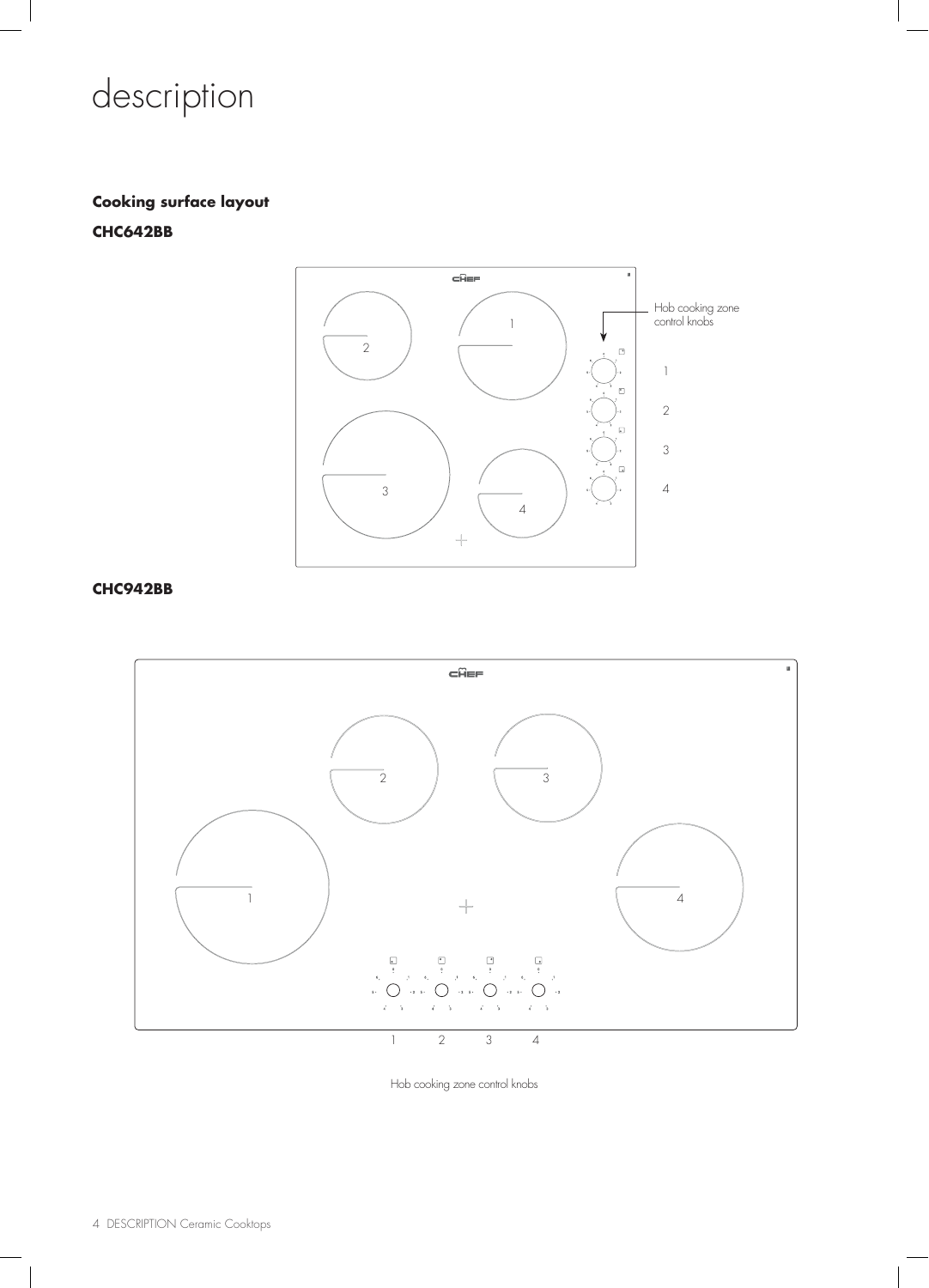# description

**Cooking surface layout**

**CHC642BB**

Hob cooking zone control knobs

1

2

3

4

**CHC942BB**

1 2 3 4

Hob cooking zone control knobs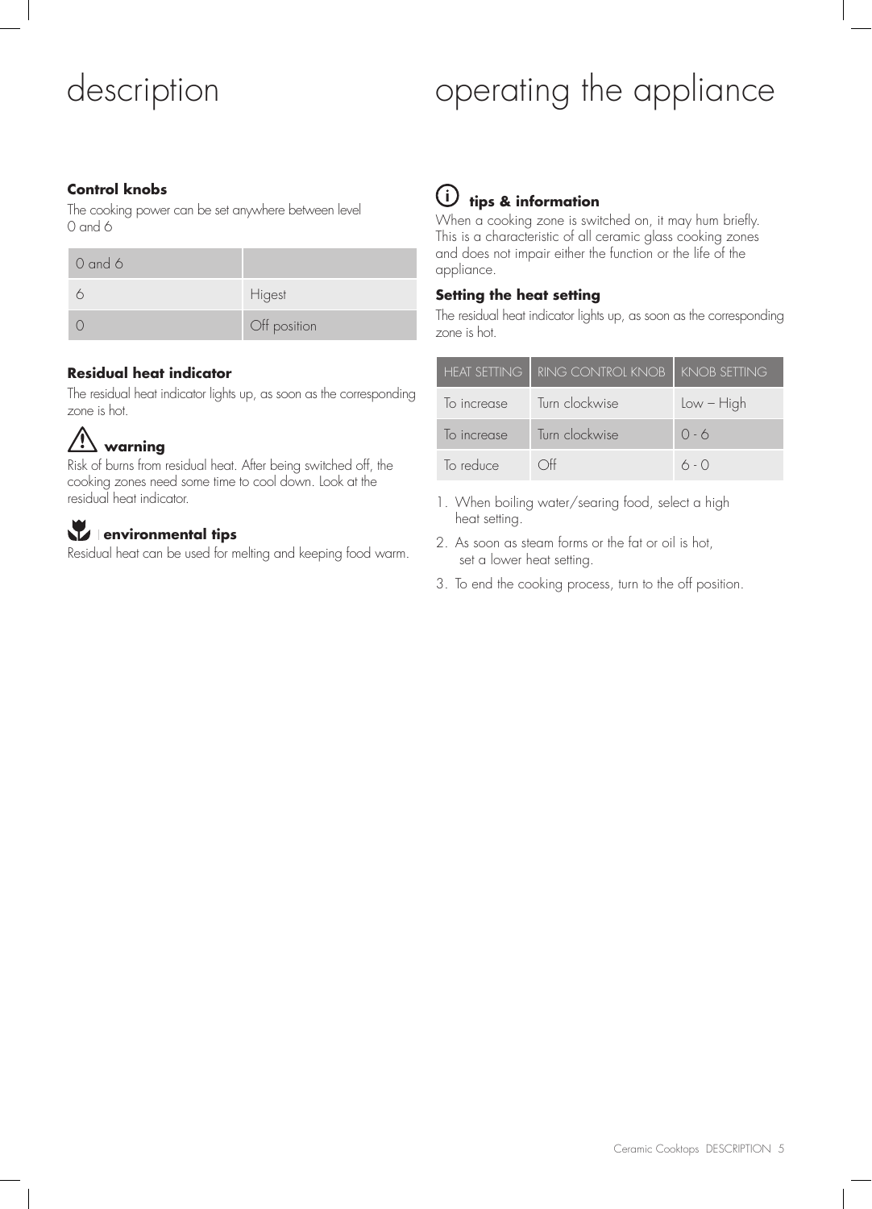# description

### Control knobs

The cooking power can be set anywhere between level 0 and 6

| 0 and 6 | |
|---|---|
| 6 | Higest |
| 0 | Off position |

### Residual heat indicator

The residual heat indicator lights up, as soon as the corresponding zone is hot.

### warning

Risk of burns from residual heat. After being switched off, the cooking zones need some time to cool down. Look at the residual heat indicator.

### environmental tips

Residual heat can be used for melting and keeping food warm.

# operating the appliance

### tips & information

When a cooking zone is switched on, it may hum briefly. This is a characteristic of all ceramic glass cooking zones and does not impair either the function or the life of the appliance.

### Setting the heat setting

The residual heat indicator lights up, as soon as the corresponding zone is hot.

| HEAT SETTING | RING CONTROL KNOB | KNOB SETTING |
|---|---|---|
| To increase | Turn clockwise | Low – High |
| To increase | Turn clockwise | 0 - 6 |
| To reduce | Off | 6 - 0 |

1. When boiling water/searing food, select a high heat setting.
2. As soon as steam forms or the fat or oil is hot, set a lower heat setting.
3. To end the cooking process, turn to the off position.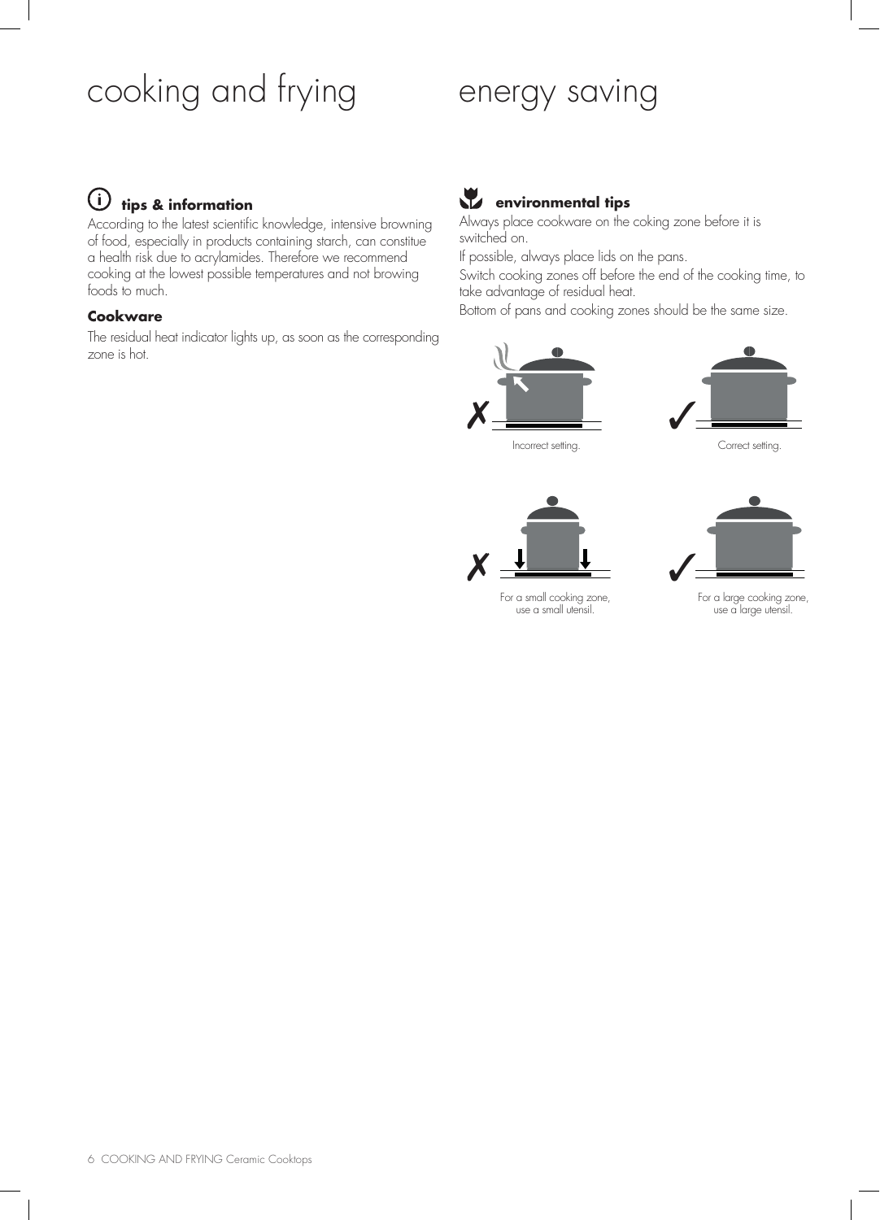# cooking and frying

## tips & information

According to the latest scientific knowledge, intensive browning of food, especially in products containing starch, can constitue a health risk due to acrylamides. Therefore we recommend cooking at the lowest possible temperatures and not browing foods to much.

### Cookware

The residual heat indicator lights up, as soon as the corresponding zone is hot.

# energy saving

## environmental tips

Always place cookware on the coking zone before it is switched on.

If possible, always place lids on the pans.

Switch cooking zones off before the end of the cooking time, to take advantage of residual heat.

Bottom of pans and cooking zones should be the same size.

✗ Incorrect setting.

✓ Correct setting.

✗ For a small cooking zone, use a small utensil.

✓ For a large cooking zone, use a large utensil.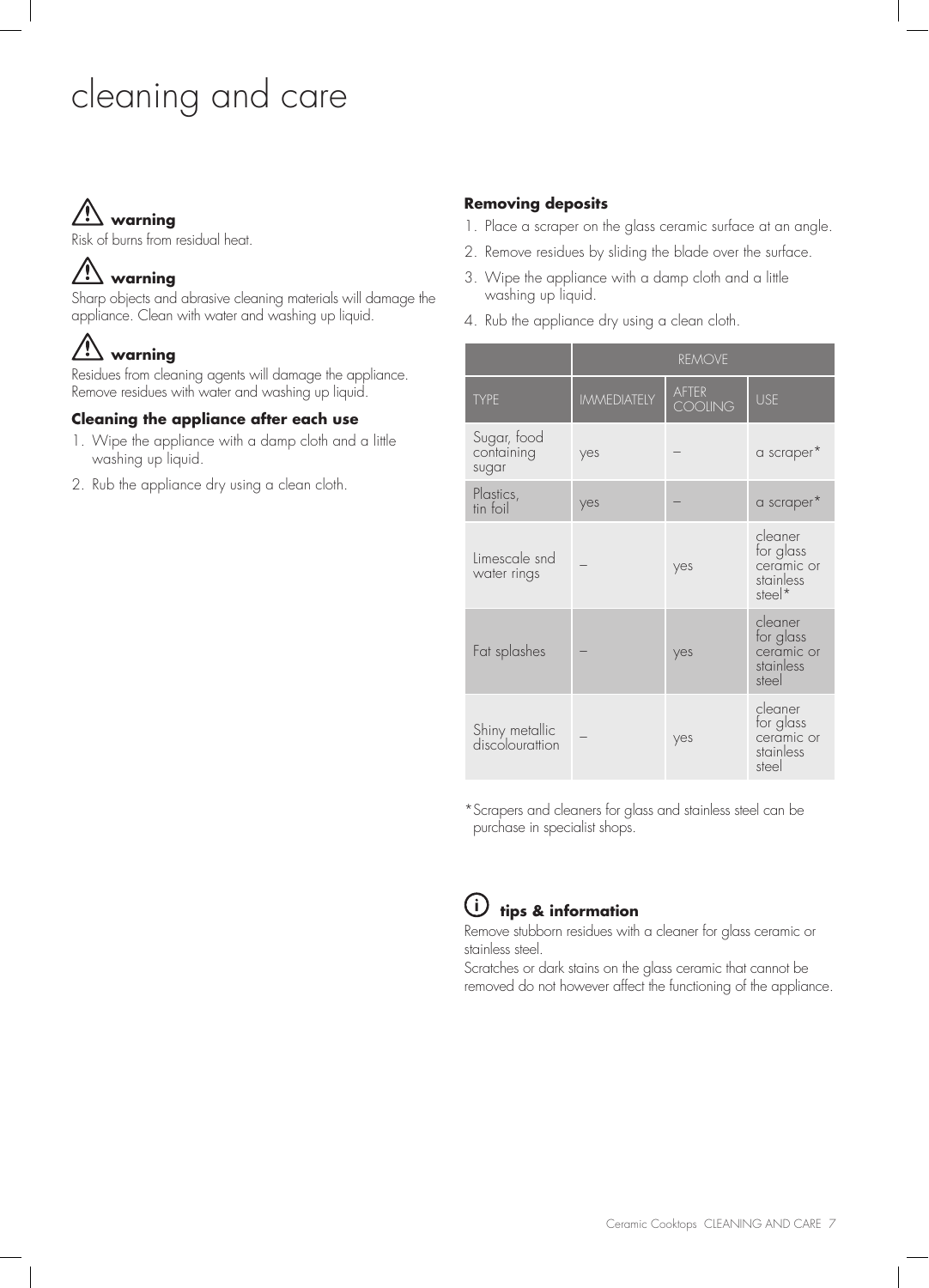# cleaning and care

⚠ **warning**

Risk of burns from residual heat.

⚠ **warning**

Sharp objects and abrasive cleaning materials will damage the appliance. Clean with water and washing up liquid.

⚠ **warning**

Residues from cleaning agents will damage the appliance. Remove residues with water and washing up liquid.

**Cleaning the appliance after each use**

1. Wipe the appliance with a damp cloth and a little washing up liquid.
2. Rub the appliance dry using a clean cloth.

**Removing deposits**

1. Place a scraper on the glass ceramic surface at an angle.
2. Remove residues by sliding the blade over the surface.
3. Wipe the appliance with a damp cloth and a little washing up liquid.
4. Rub the appliance dry using a clean cloth.

| | REMOVE | | |
|---|---|---|---|
| TYPE | IMMEDIATELY | AFTER COOLING | USE |
| Sugar, food containing sugar | yes | – | a scraper* |
| Plastics, tin foil | yes | – | a scraper* |
| Limescale snd water rings | – | yes | cleaner for glass ceramic or stainless steel* |
| Fat splashes | – | yes | cleaner for glass ceramic or stainless steel |
| Shiny metallic discolourattion | – | yes | cleaner for glass ceramic or stainless steel |

*Scrapers and cleaners for glass and stainless steel can be purchase in specialist shops.

ⓘ **tips & information**

Remove stubborn residues with a cleaner for glass ceramic or stainless steel.

Scratches or dark stains on the glass ceramic that cannot be removed do not however affect the functioning of the appliance.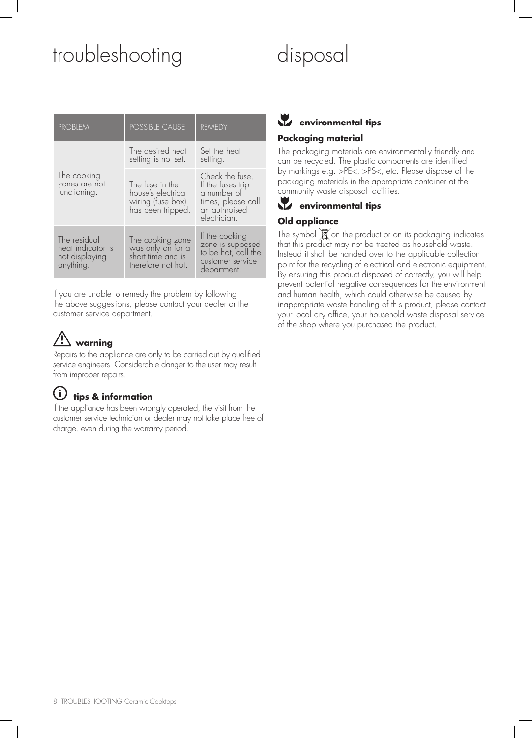# troubleshooting

| PROBLEM | POSSIBLE CAUSE | REMEDY |
| --- | --- | --- |
| The cooking zones are not functioning. | The desired heat setting is not set. | Set the heat setting. |
| | The fuse in the house's electrical wiring (fuse box) has been tripped. | Check the fuse. If the fuses trip a number of times, please call an authroised electrician. |
| The residual heat indicator is not displaying anything. | The cooking zone was only on for a short time and is therefore not hot. | If the cooking zone is supposed to be hot, call the customer service department. |

If you are unable to remedy the problem by following the above suggestions, please contact your dealer or the customer service department.

### warning

Repairs to the appliance are only to be carried out by qualified service engineers. Considerable danger to the user may result from improper repairs.

### tips & information

If the appliance has been wrongly operated, the visit from the customer service technician or dealer may not take place free of charge, even during the warranty period.

# disposal

### environmental tips

**Packaging material**

The packaging materials are environmentally friendly and can be recycled. The plastic components are identified by markings e.g. >PE<, >PS<, etc. Please dispose of the packaging materials in the appropriate container at the community waste disposal facilities.

### environmental tips

**Old appliance**

The symbol on the product or on its packaging indicates that this product may not be treated as household waste. Instead it shall be handed over to the applicable collection point for the recycling of electrical and electronic equipment. By ensuring this product disposed of correctly, you will help prevent potential negative consequences for the environment and human health, which could otherwise be caused by inappropriate waste handling of this product, please contact your local city office, your household waste disposal service of the shop where you purchased the product.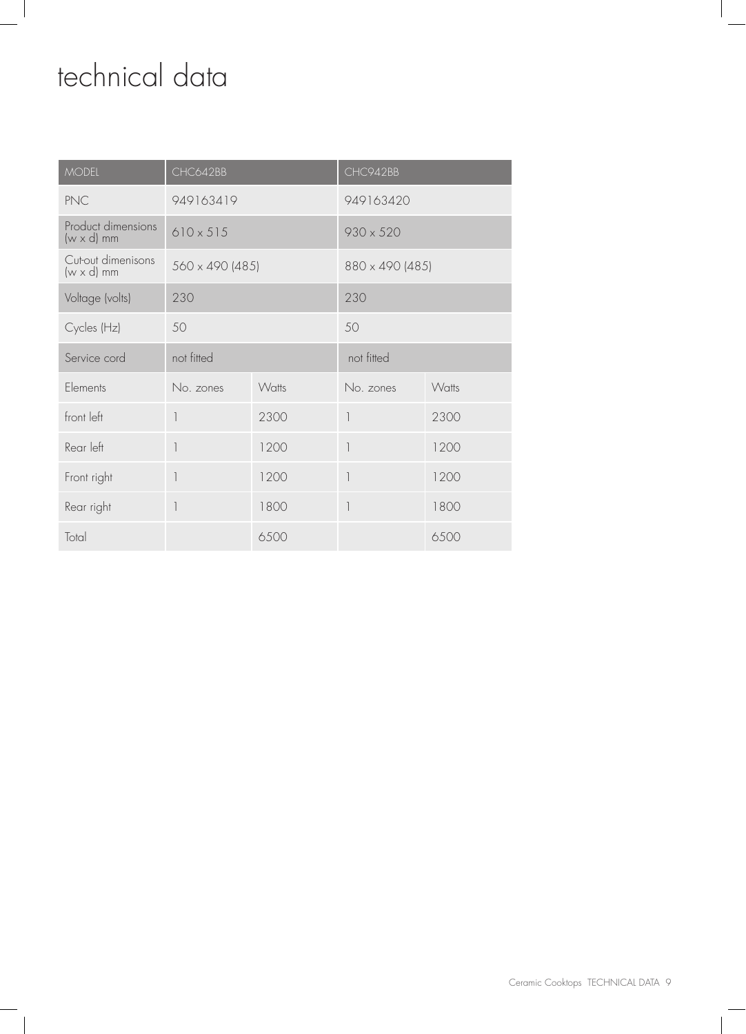# technical data

| MODEL | CHC642BB | | CHC942BB | |
|---|---|---|---|---|
| PNC | 949163419 | | 949163420 | |
| Product dimensions (w x d) mm | 610 x 515 | | 930 x 520 | |
| Cut-out dimenisons (w x d) mm | 560 x 490 (485) | | 880 x 490 (485) | |
| Voltage (volts) | 230 | | 230 | |
| Cycles (Hz) | 50 | | 50 | |
| Service cord | not fitted | | not fitted | |
| Elements | No. zones | Watts | No. zones | Watts |
| front left | 1 | 2300 | 1 | 2300 |
| Rear left | 1 | 1200 | 1 | 1200 |
| Front right | 1 | 1200 | 1 | 1200 |
| Rear right | 1 | 1800 | 1 | 1800 |
| Total | | 6500 | | 6500 |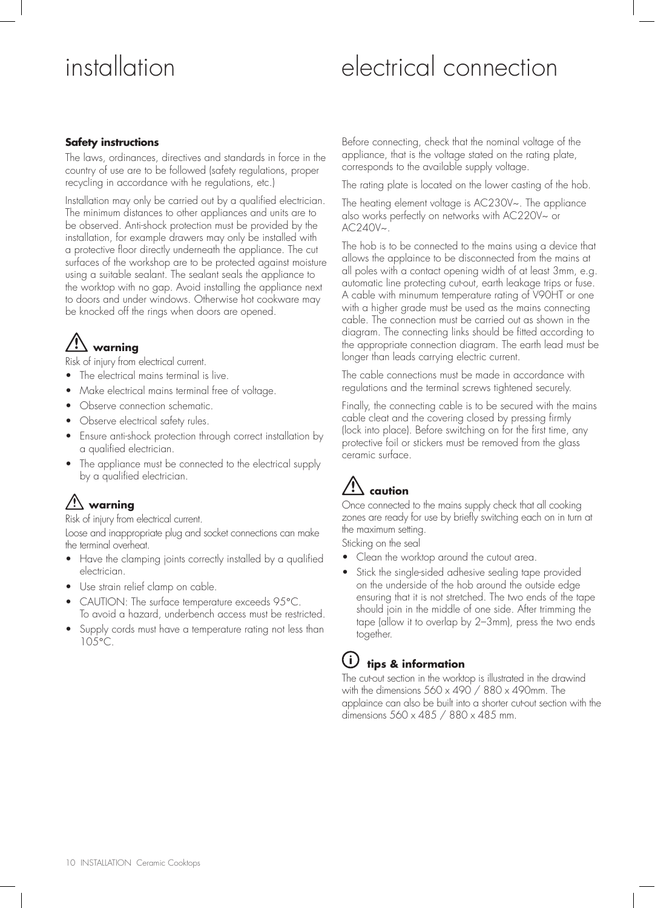# installation

### Safety instructions

The laws, ordinances, directives and standards in force in the country of use are to be followed (safety regulations, proper recycling in accordance with he regulations, etc.)

Installation may only be carried out by a qualified electrician. The minimum distances to other appliances and units are to be observed. Anti-shock protection must be provided by the installation, for example drawers may only be installed with a protective floor directly underneath the appliance. The cut surfaces of the workshop are to be protected against moisture using a suitable sealant. The sealant seals the appliance to the worktop with no gap. Avoid installing the appliance next to doors and under windows. Otherwise hot cookware may be knocked off the rings when doors are opened.

### ⚠ warning

Risk of injury from electrical current.

- The electrical mains terminal is live.
- Make electrical mains terminal free of voltage.
- Observe connection schematic.
- Observe electrical safety rules.
- Ensure anti-shock protection through correct installation by a qualified electrician.
- The appliance must be connected to the electrical supply by a qualified electrician.

### ⚠ warning

Risk of injury from electrical current.

Loose and inappropriate plug and socket connections can make the terminal overheat.

- Have the clamping joints correctly installed by a qualified electrician.
- Use strain relief clamp on cable.
- CAUTION: The surface temperature exceeds 95°C. To avoid a hazard, underbench access must be restricted.
- Supply cords must have a temperature rating not less than 105°C.

# electrical connection

Before connecting, check that the nominal voltage of the appliance, that is the voltage stated on the rating plate, corresponds to the available supply voltage.

The rating plate is located on the lower casting of the hob.

The heating element voltage is AC230V~. The appliance also works perfectly on networks with AC220V~ or AC240V~.

The hob is to be connected to the mains using a device that allows the applaince to be disconnected from the mains at all poles with a contact opening width of at least 3mm, e.g. automatic line protecting cut-out, earth leakage trips or fuse. A cable with minumum temperature rating of V90HT or one with a higher grade must be used as the mains connecting cable. The connection must be carried out as shown in the diagram. The connecting links should be fitted according to the appropriate connection diagram. The earth lead must be longer than leads carrying electric current.

The cable connections must be made in accordance with regulations and the terminal screws tightened securely.

Finally, the connecting cable is to be secured with the mains cable cleat and the covering closed by pressing firmly (lock into place). Before switching on for the first time, any protective foil or stickers must be removed from the glass ceramic surface.

### ⚠ caution

Once connected to the mains supply check that all cooking zones are ready for use by briefly switching each on in turn at the maximum setting.

Sticking on the seal

- Clean the worktop around the cutout area.
- Stick the single-sided adhesive sealing tape provided on the underside of the hob around the outside edge ensuring that it is not stretched. The two ends of the tape should join in the middle of one side. After trimming the tape (allow it to overlap by 2–3mm), press the two ends together.

### ⓘ tips & information

The cut-out section in the worktop is illustrated in the drawind with the dimensions 560 x 490 / 880 x 490mm. The applaince can also be built into a shorter cut-out section with the dimensions 560 x 485 / 880 x 485 mm.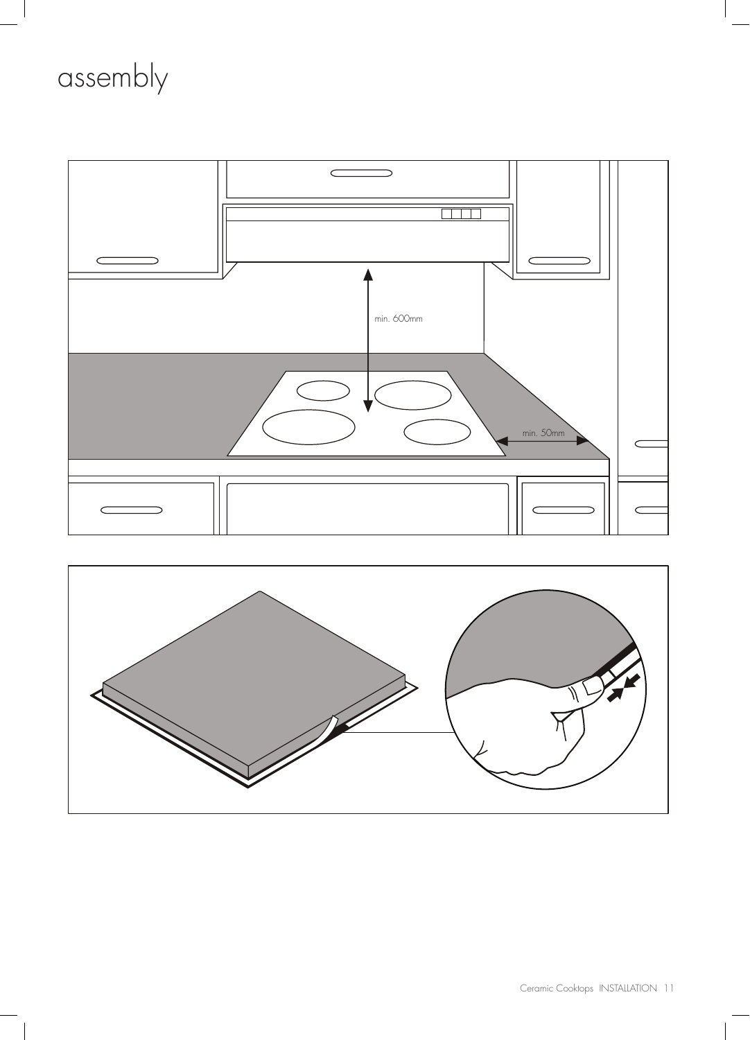# assembly

min. 600mm

min. 50mm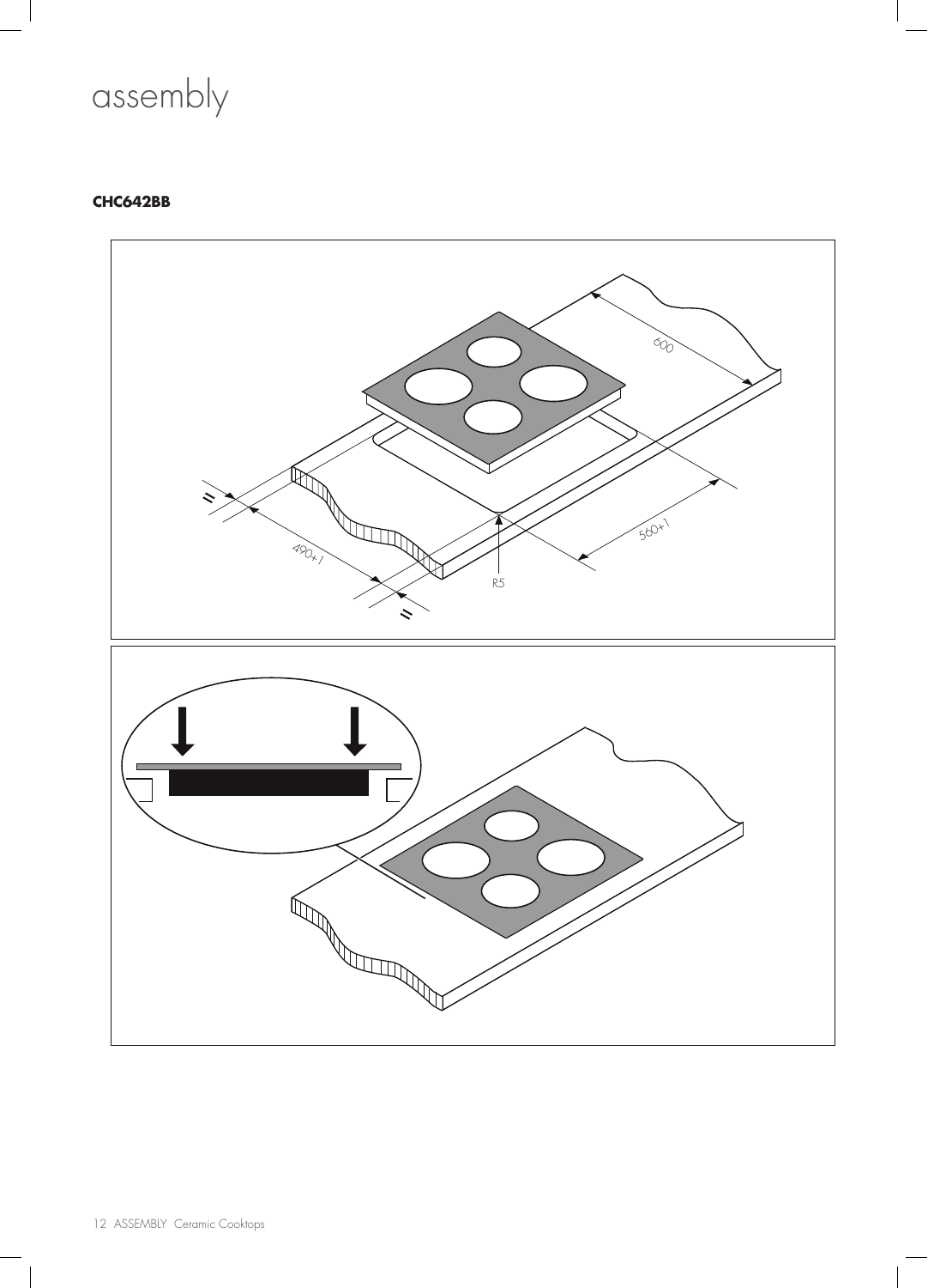# assembly

**CHC642BB**

600

490+1

560+1

R5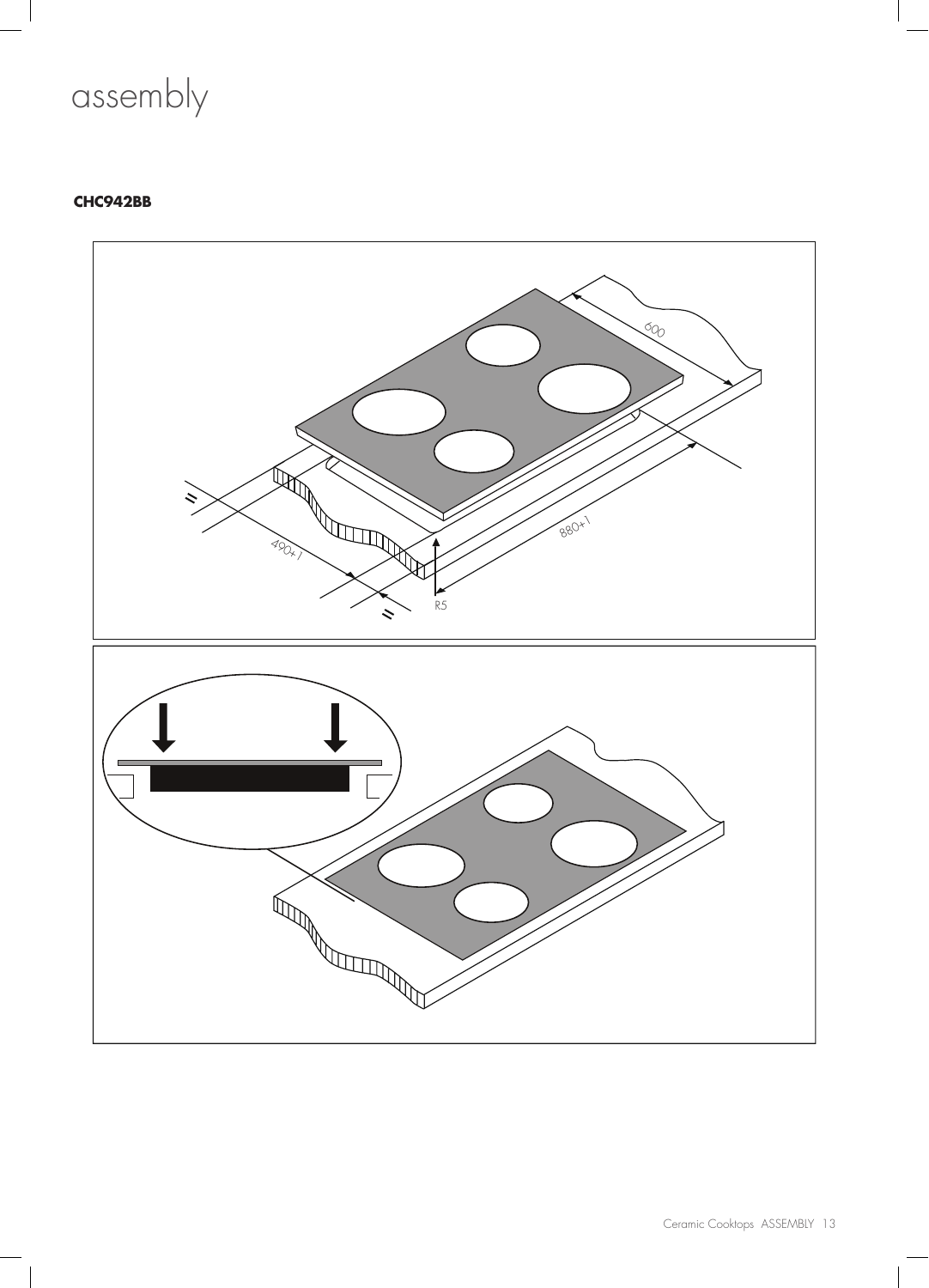# assembly

**CHC942BB**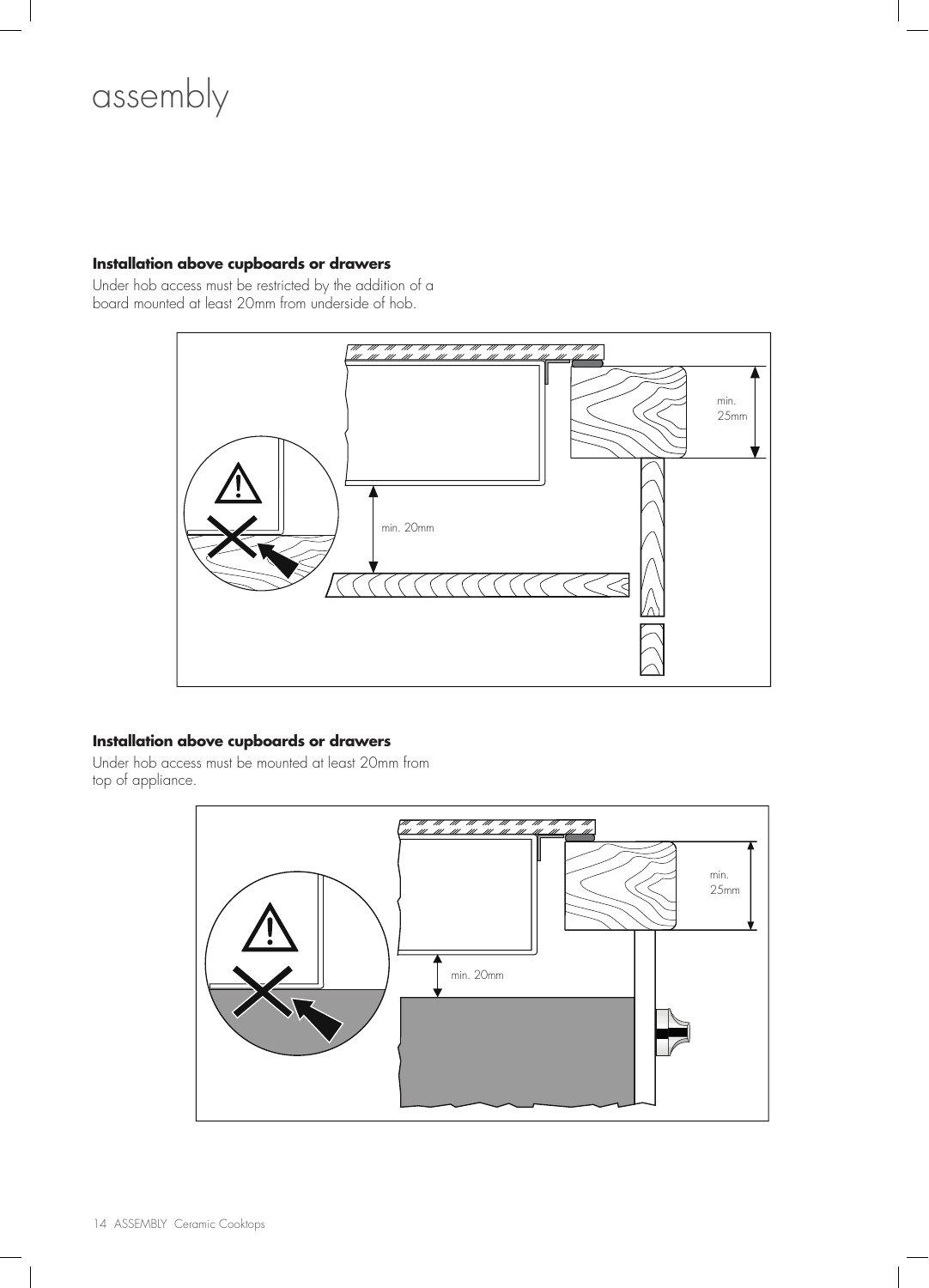# assembly

### Installation above cupboards or drawers

Under hob access must be restricted by the addition of a board mounted at least 20mm from underside of hob.

min. 25mm

min. 20mm

### Installation above cupboards or drawers

Under hob access must be mounted at least 20mm from top of appliance.

min. 25mm

min. 20mm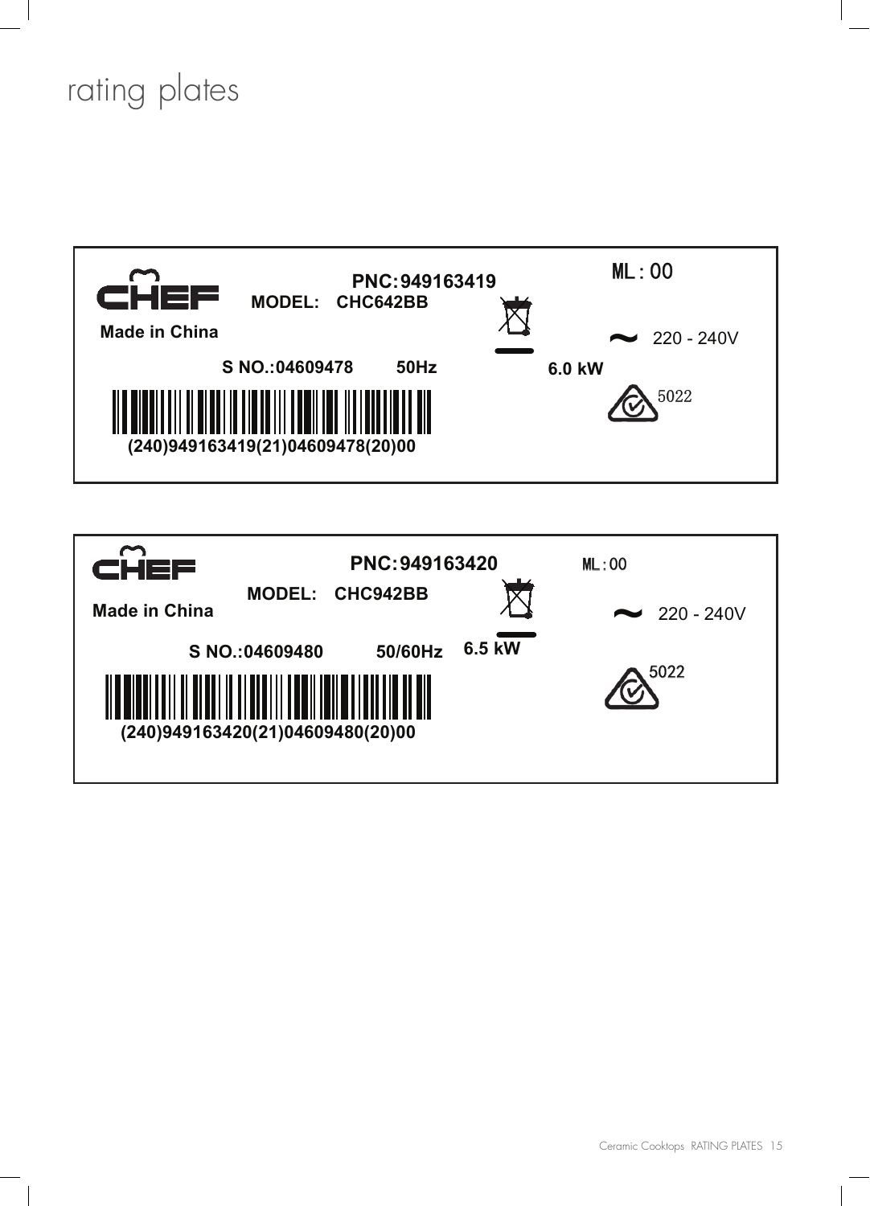# rating plates

**CHEF**

**PNC:949163419**

**MODEL: CHC642BB**

**Made in China**

**S NO.:04609478** **50Hz**

**6.0 kW**

ML : 00

~ 220 - 240V

5022

**(240)949163419(21)04609478(20)00**

---

**CHEF**

**PNC:949163420**

**MODEL: CHC942BB**

**Made in China**

**S NO.:04609480** **50/60Hz**

**6.5 kW**

ML : 00

~ 220 - 240V

5022

**(240)949163420(21)04609480(20)00**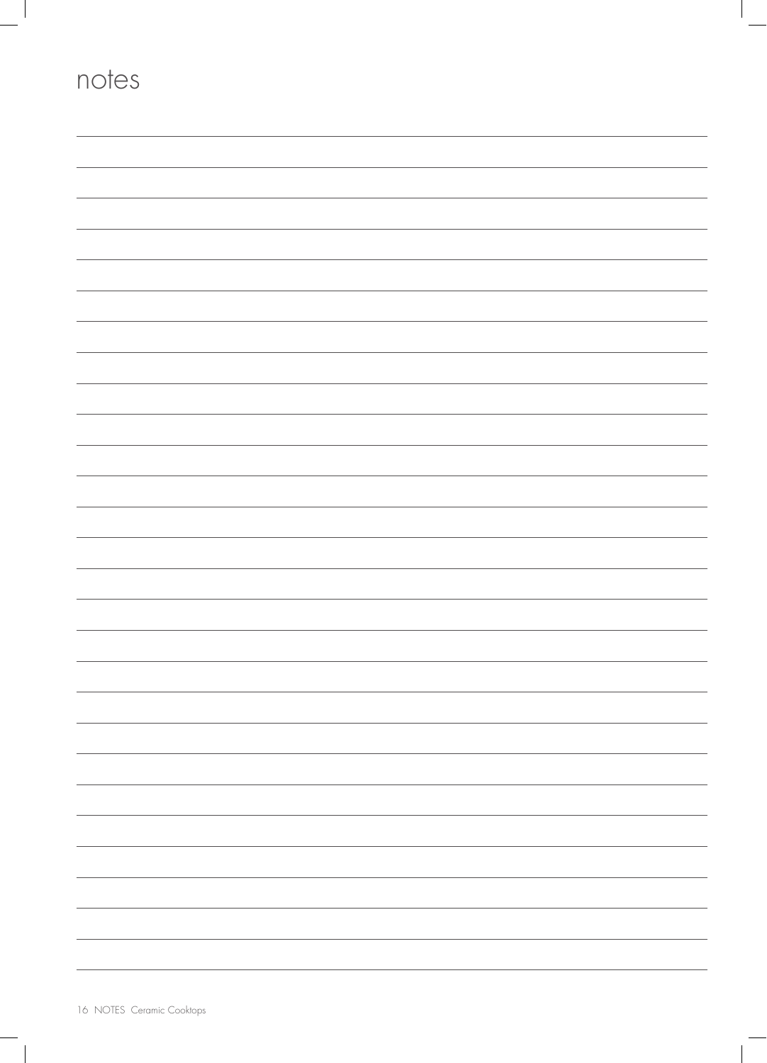# notes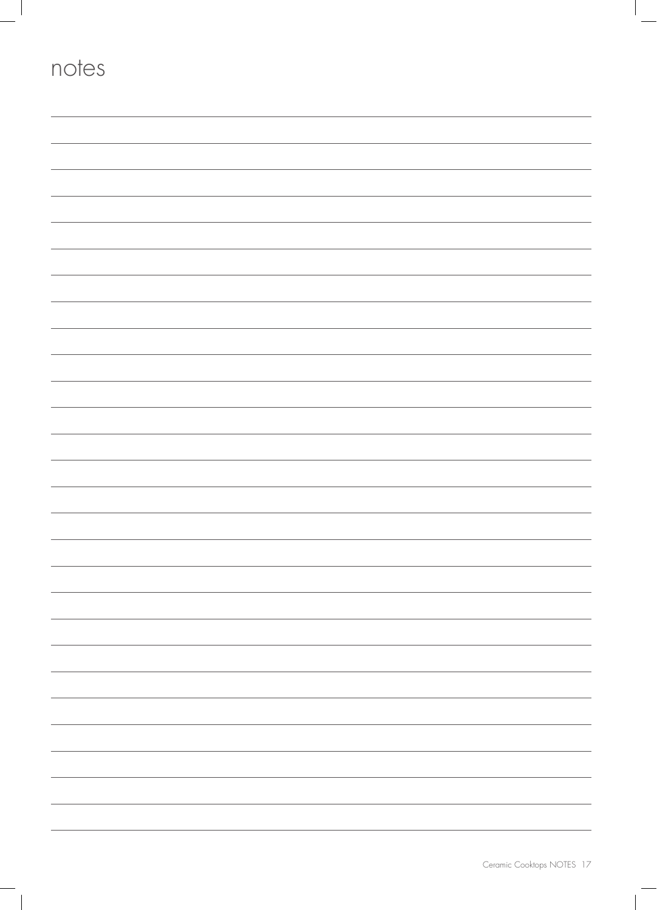# notes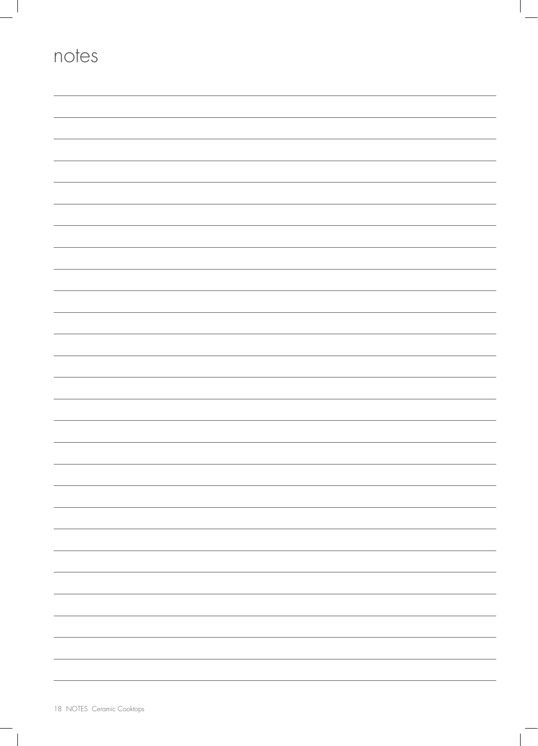# notes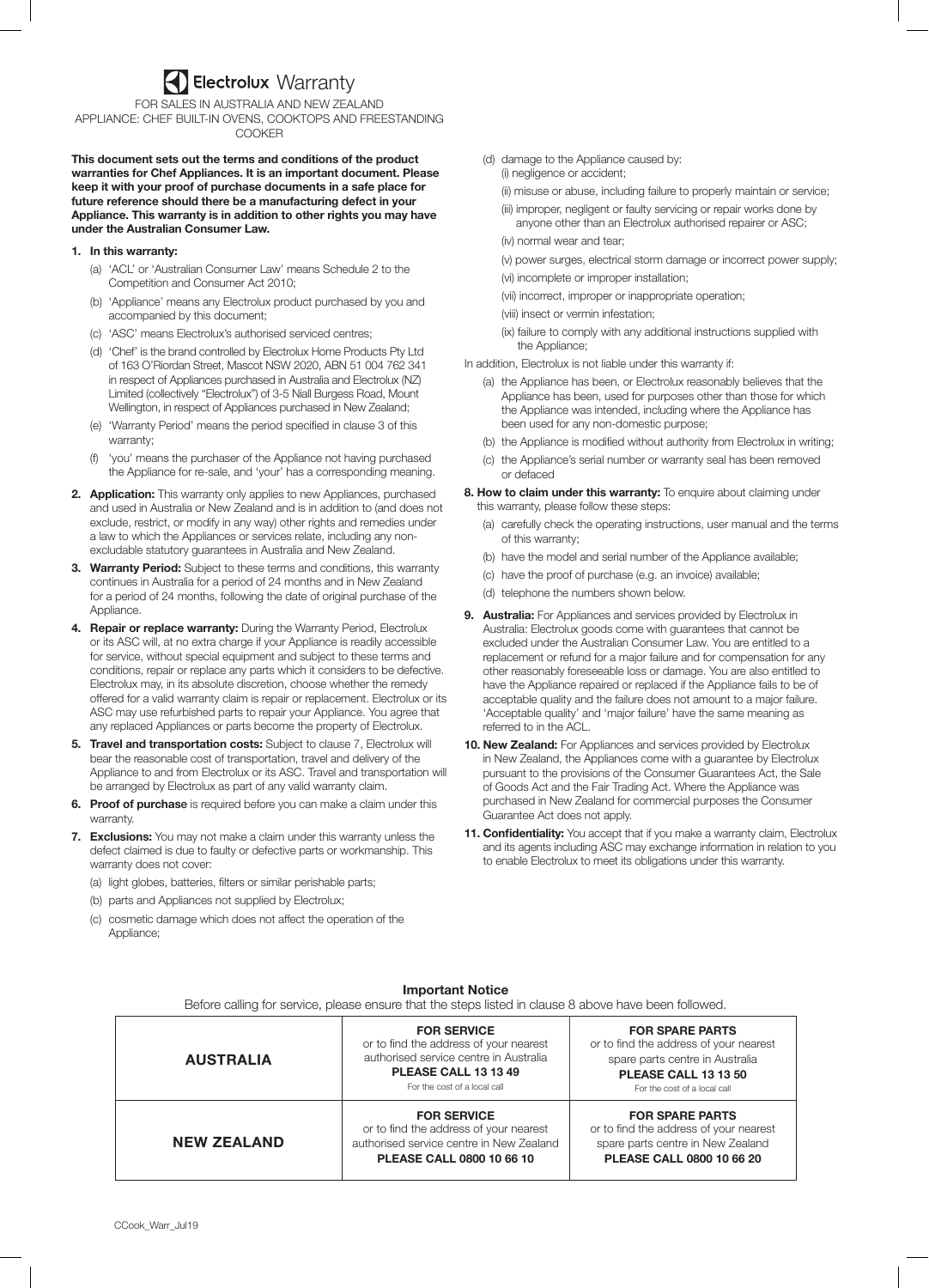# Electrolux Warranty

FOR SALES IN AUSTRALIA AND NEW ZEALAND
APPLIANCE: CHEF BUILT-IN OVENS, COOKTOPS AND FREESTANDING COOKER

**This document sets out the terms and conditions of the product warranties for Chef Appliances. It is an important document. Please keep it with your proof of purchase documents in a safe place for future reference should there be a manufacturing defect in your Appliance. This warranty is in addition to other rights you may have under the Australian Consumer Law.**

**1. In this warranty:**

(a) 'ACL' or 'Australian Consumer Law' means Schedule 2 to the Competition and Consumer Act 2010;

(b) 'Appliance' means any Electrolux product purchased by you and accompanied by this document;

(c) 'ASC' means Electrolux's authorised serviced centres;

(d) 'Chef' is the brand controlled by Electrolux Home Products Pty Ltd of 163 O'Riordan Street, Mascot NSW 2020, ABN 51 004 762 341 in respect of Appliances purchased in Australia and Electrolux (NZ) Limited (collectively "Electrolux") of 3-5 Niall Burgess Road, Mount Wellington, in respect of Appliances purchased in New Zealand;

(e) 'Warranty Period' means the period specified in clause 3 of this warranty;

(f) 'you' means the purchaser of the Appliance not having purchased the Appliance for re-sale, and 'your' has a corresponding meaning.

**2. Application:** This warranty only applies to new Appliances, purchased and used in Australia or New Zealand and is in addition to (and does not exclude, restrict, or modify in any way) other rights and remedies under a law to which the Appliances or services relate, including any non-excludable statutory guarantees in Australia and New Zealand.

**3. Warranty Period:** Subject to these terms and conditions, this warranty continues in Australia for a period of 24 months and in New Zealand for a period of 24 months, following the date of original purchase of the Appliance.

**4. Repair or replace warranty:** During the Warranty Period, Electrolux or its ASC will, at no extra charge if your Appliance is readily accessible for service, without special equipment and subject to these terms and conditions, repair or replace any parts which it considers to be defective. Electrolux may, in its absolute discretion, choose whether the remedy offered for a valid warranty claim is repair or replacement. Electrolux or its ASC may use refurbished parts to repair your Appliance. You agree that any replaced Appliances or parts become the property of Electrolux.

**5. Travel and transportation costs:** Subject to clause 7, Electrolux will bear the reasonable cost of transportation, travel and delivery of the Appliance to and from Electrolux or its ASC. Travel and transportation will be arranged by Electrolux as part of any valid warranty claim.

**6. Proof of purchase** is required before you can make a claim under this warranty.

**7. Exclusions:** You may not make a claim under this warranty unless the defect claimed is due to faulty or defective parts or workmanship. This warranty does not cover:

(a) light globes, batteries, filters or similar perishable parts;

(b) parts and Appliances not supplied by Electrolux;

(c) cosmetic damage which does not affect the operation of the Appliance;

(d) damage to the Appliance caused by:

(i) negligence or accident;

(ii) misuse or abuse, including failure to properly maintain or service;

(iii) improper, negligent or faulty servicing or repair works done by anyone other than an Electrolux authorised repairer or ASC;

(iv) normal wear and tear;

(v) power surges, electrical storm damage or incorrect power supply;

(vi) incomplete or improper installation;

(vii) incorrect, improper or inappropriate operation;

(viii) insect or vermin infestation;

(ix) failure to comply with any additional instructions supplied with the Appliance;

In addition, Electrolux is not liable under this warranty if:

(a) the Appliance has been, or Electrolux reasonably believes that the Appliance has been, used for purposes other than those for which the Appliance was intended, including where the Appliance has been used for any non-domestic purpose;

(b) the Appliance is modified without authority from Electrolux in writing;

(c) the Appliance's serial number or warranty seal has been removed or defaced

**8. How to claim under this warranty:** To enquire about claiming under this warranty, please follow these steps:

(a) carefully check the operating instructions, user manual and the terms of this warranty;

(b) have the model and serial number of the Appliance available;

(c) have the proof of purchase (e.g. an invoice) available;

(d) telephone the numbers shown below.

**9. Australia:** For Appliances and services provided by Electrolux in Australia: Electrolux goods come with guarantees that cannot be excluded under the Australian Consumer Law. You are entitled to a replacement or refund for a major failure and for compensation for any other reasonably foreseeable loss or damage. You are also entitled to have the Appliance repaired or replaced if the Appliance fails to be of acceptable quality and the failure does not amount to a major failure. 'Acceptable quality' and 'major failure' have the same meaning as referred to in the ACL.

**10. New Zealand:** For Appliances and services provided by Electrolux in New Zealand, the Appliances come with a guarantee by Electrolux pursuant to the provisions of the Consumer Guarantees Act, the Sale of Goods Act and the Fair Trading Act. Where the Appliance was purchased in New Zealand for commercial purposes the Consumer Guarantee Act does not apply.

**11. Confidentiality:** You accept that if you make a warranty claim, Electrolux and its agents including ASC may exchange information in relation to you to enable Electrolux to meet its obligations under this warranty.

**Important Notice**

Before calling for service, please ensure that the steps listed in clause 8 above have been followed.

| | | |
|---|---|---|
| **AUSTRALIA** | **FOR SERVICE** or to find the address of your nearest authorised service centre in Australia **PLEASE CALL 13 13 49** For the cost of a local call | **FOR SPARE PARTS** or to find the address of your nearest spare parts centre in Australia **PLEASE CALL 13 13 50** For the cost of a local call |
| **NEW ZEALAND** | **FOR SERVICE** or to find the address of your nearest authorised service centre in New Zealand **PLEASE CALL 0800 10 66 10** | **FOR SPARE PARTS** or to find the address of your nearest spare parts centre in New Zealand **PLEASE CALL 0800 10 66 20** |

CCook_Warr_Jul19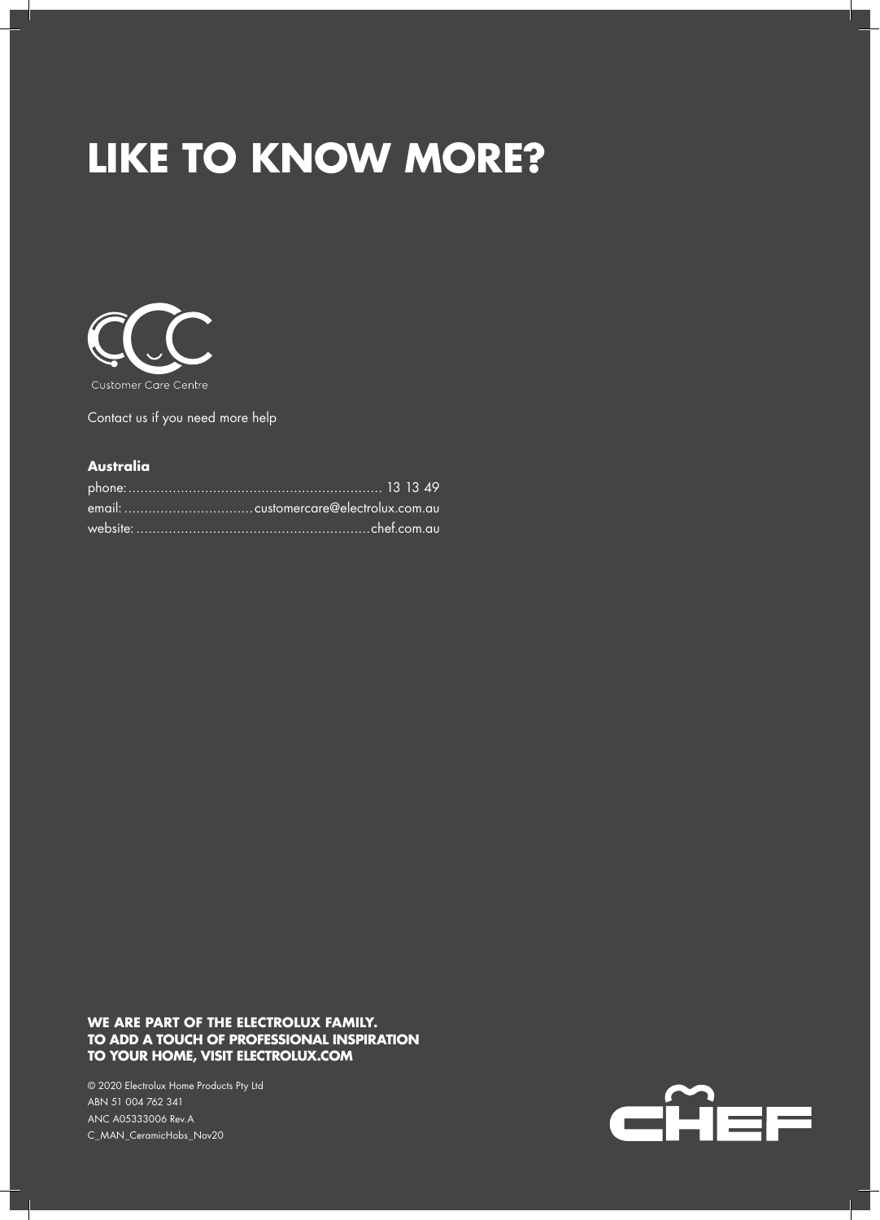# LIKE TO KNOW MORE?

Customer Care Centre

Contact us if you need more help

**Australia**

phone: ............................................................. 13 13 49
email: ................................ customercare@electrolux.com.au
website: ......................................................... chef.com.au

**WE ARE PART OF THE ELECTROLUX FAMILY.**
**TO ADD A TOUCH OF PROFESSIONAL INSPIRATION**
**TO YOUR HOME, VISIT ELECTROLUX.COM**

© 2020 Electrolux Home Products Pty Ltd
ABN 51 004 762 341
ANC A05333006 Rev.A
C_MAN_CeramicHobs_Nov20